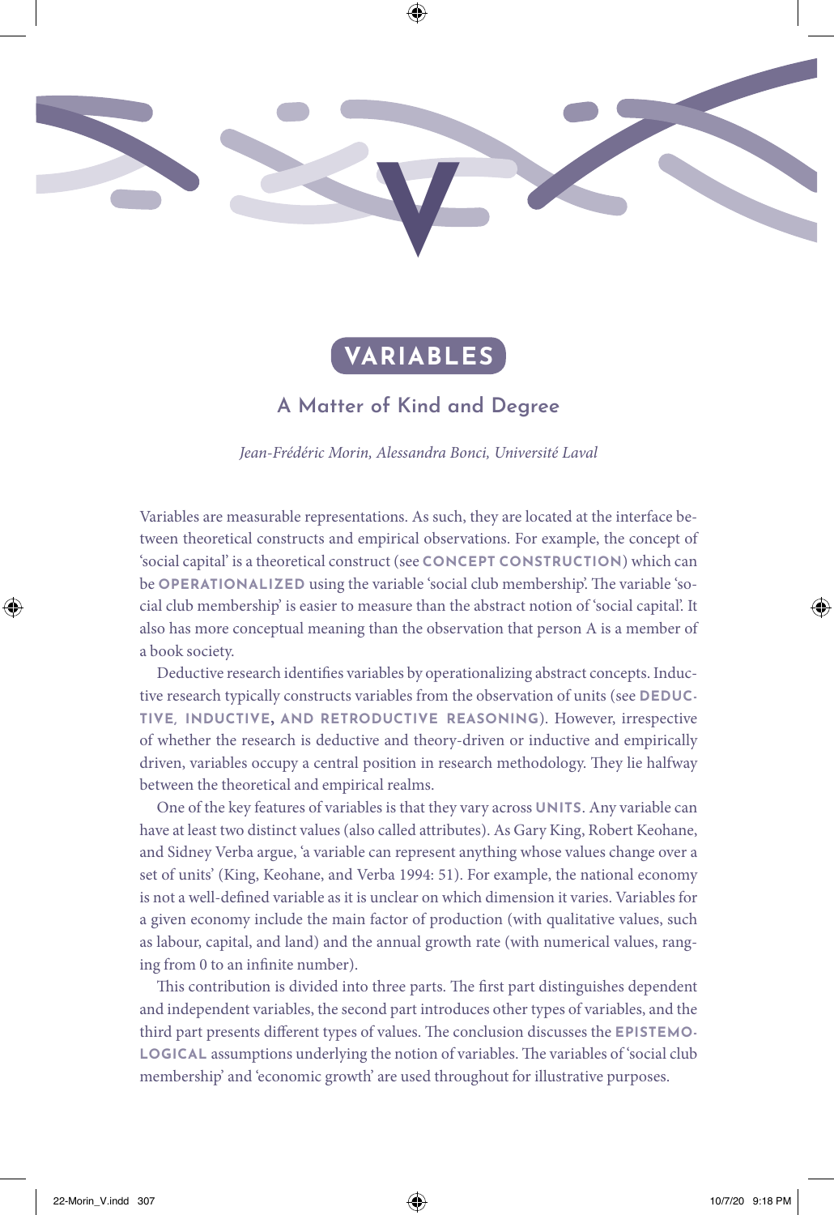# V

# VARIABLES

## A Matter of Kind and Degree

*Jean-Frédéric Morin, Alessandra Bonci, Université Laval*

Variables are measurable representations. As such, they are located at the interface between theoretical constructs and empirical observations. For example, the concept of 'social capital' is a theoretical construct (see **CONCEPT CONSTRUCTION**) which can be **OPERATIONALIZED** using the variable 'social club membership'. The variable 'social club membership' is easier to measure than the abstract notion of 'social capital'. It also has more conceptual meaning than the observation that person A is a member of a book society.

Deductive research identifies variables by operationalizing abstract concepts. Inductive research typically constructs variables from the observation of units (see **DEDUCTIVE, INDUCTIVE, AND RETRODUCTIVE REASONING**). However, irrespective of whether the research is deductive and theory-driven or inductive and empirically driven, variables occupy a central position in research methodology. They lie halfway between the theoretical and empirical realms.

One of the key features of variables is that they vary across **UNITS**. Any variable can have at least two distinct values (also called attributes). As Gary King, Robert Keohane, and Sidney Verba argue, 'a variable can represent anything whose values change over a set of units' (King, Keohane, and Verba 1994: 51). For example, the national economy is not a well-defined variable as it is unclear on which dimension it varies. Variables for a given economy include the main factor of production (with qualitative values, such as labour, capital, and land) and the annual growth rate (with numerical values, ranging from 0 to an infinite number).

This contribution is divided into three parts. The first part distinguishes dependent and independent variables, the second part introduces other types of variables, and the third part presents different types of values. The conclusion discusses the **EPISTEMOLOGICAL** assumptions underlying the notion of variables. The variables of 'social club membership' and 'economic growth' are used throughout for illustrative purposes.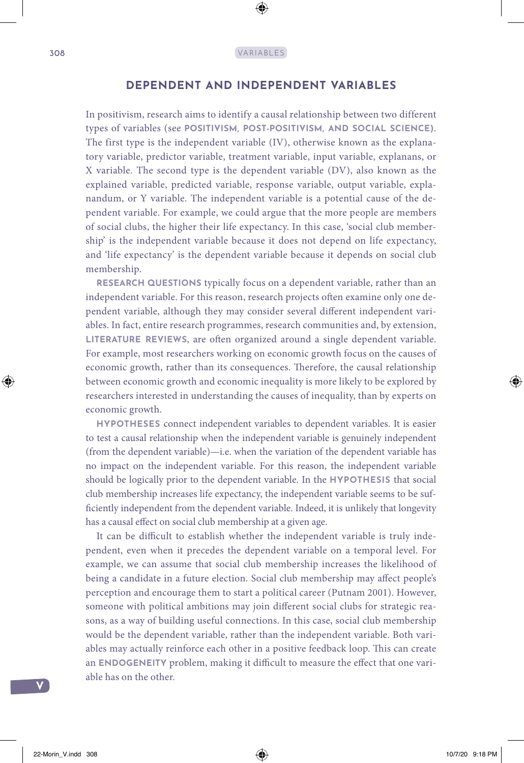## DEPENDENT AND INDEPENDENT VARIABLES

In positivism, research aims to identify a causal relationship between two different types of variables (see **POSITIVISM, POST-POSITIVISM, AND SOCIAL SCIENCE**). The first type is the independent variable (IV), otherwise known as the explanatory variable, predictor variable, treatment variable, input variable, explanans, or X variable. The second type is the dependent variable (DV), also known as the explained variable, predicted variable, response variable, output variable, explanandum, or Y variable. The independent variable is a potential cause of the dependent variable. For example, we could argue that the more people are members of social clubs, the higher their life expectancy. In this case, 'social club membership' is the independent variable because it does not depend on life expectancy, and 'life expectancy' is the dependent variable because it depends on social club membership.

**RESEARCH QUESTIONS** typically focus on a dependent variable, rather than an independent variable. For this reason, research projects often examine only one dependent variable, although they may consider several different independent variables. In fact, entire research programmes, research communities and, by extension, **LITERATURE REVIEWS**, are often organized around a single dependent variable. For example, most researchers working on economic growth focus on the causes of economic growth, rather than its consequences. Therefore, the causal relationship between economic growth and economic inequality is more likely to be explored by researchers interested in understanding the causes of inequality, than by experts on economic growth.

**HYPOTHESES** connect independent variables to dependent variables. It is easier to test a causal relationship when the independent variable is genuinely independent (from the dependent variable)—i.e. when the variation of the dependent variable has no impact on the independent variable. For this reason, the independent variable should be logically prior to the dependent variable. In the **HYPOTHESIS** that social club membership increases life expectancy, the independent variable seems to be sufficiently independent from the dependent variable. Indeed, it is unlikely that longevity has a causal effect on social club membership at a given age.

It can be difficult to establish whether the independent variable is truly independent, even when it precedes the dependent variable on a temporal level. For example, we can assume that social club membership increases the likelihood of being a candidate in a future election. Social club membership may affect people's perception and encourage them to start a political career (Putnam 2001). However, someone with political ambitions may join different social clubs for strategic reasons, as a way of building useful connections. In this case, social club membership would be the dependent variable, rather than the independent variable. Both variables may actually reinforce each other in a positive feedback loop. This can create an **ENDOGENEITY** problem, making it difficult to measure the effect that one variable has on the other.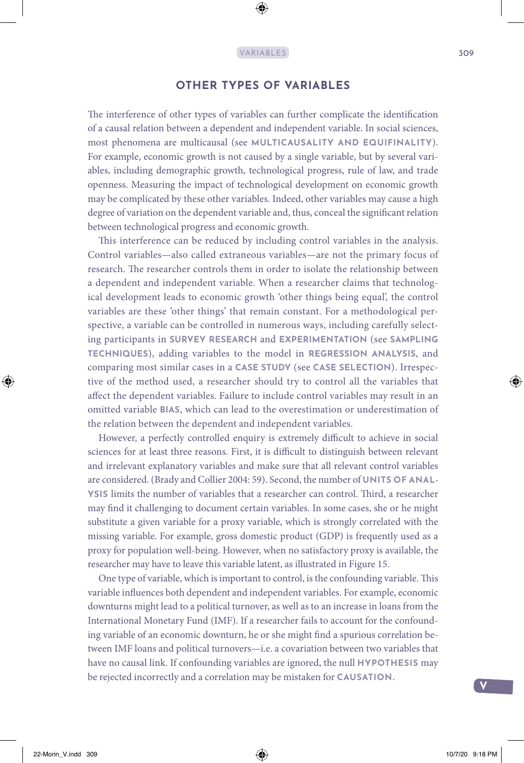## OTHER TYPES OF VARIABLES

The interference of other types of variables can further complicate the identification of a causal relation between a dependent and independent variable. In social sciences, most phenomena are multicausal (see **MULTICAUSALITY AND EQUIFINALITY**). For example, economic growth is not caused by a single variable, but by several variables, including demographic growth, technological progress, rule of law, and trade openness. Measuring the impact of technological development on economic growth may be complicated by these other variables. Indeed, other variables may cause a high degree of variation on the dependent variable and, thus, conceal the significant relation between technological progress and economic growth.

This interference can be reduced by including control variables in the analysis. Control variables—also called extraneous variables—are not the primary focus of research. The researcher controls them in order to isolate the relationship between a dependent and independent variable. When a researcher claims that technological development leads to economic growth 'other things being equal', the control variables are these 'other things' that remain constant. For a methodological perspective, a variable can be controlled in numerous ways, including carefully selecting participants in **SURVEY RESEARCH** and **EXPERIMENTATION** (see **SAMPLING TECHNIQUES**), adding variables to the model in **REGRESSION ANALYSIS**, and comparing most similar cases in a **CASE STUDY** (see **CASE SELECTION**). Irrespective of the method used, a researcher should try to control all the variables that affect the dependent variables. Failure to include control variables may result in an omitted variable **BIAS**, which can lead to the overestimation or underestimation of the relation between the dependent and independent variables.

However, a perfectly controlled enquiry is extremely difficult to achieve in social sciences for at least three reasons. First, it is difficult to distinguish between relevant and irrelevant explanatory variables and make sure that all relevant control variables are considered. (Brady and Collier 2004: 59). Second, the number of **UNITS OF ANALYSIS** limits the number of variables that a researcher can control. Third, a researcher may find it challenging to document certain variables. In some cases, she or he might substitute a given variable for a proxy variable, which is strongly correlated with the missing variable. For example, gross domestic product (GDP) is frequently used as a proxy for population well-being. However, when no satisfactory proxy is available, the researcher may have to leave this variable latent, as illustrated in Figure 15.

One type of variable, which is important to control, is the confounding variable. This variable influences both dependent and independent variables. For example, economic downturns might lead to a political turnover, as well as to an increase in loans from the International Monetary Fund (IMF). If a researcher fails to account for the confounding variable of an economic downturn, he or she might find a spurious correlation between IMF loans and political turnovers—i.e. a covariation between two variables that have no causal link. If confounding variables are ignored, the null **HYPOTHESIS** may be rejected incorrectly and a correlation may be mistaken for **CAUSATION**.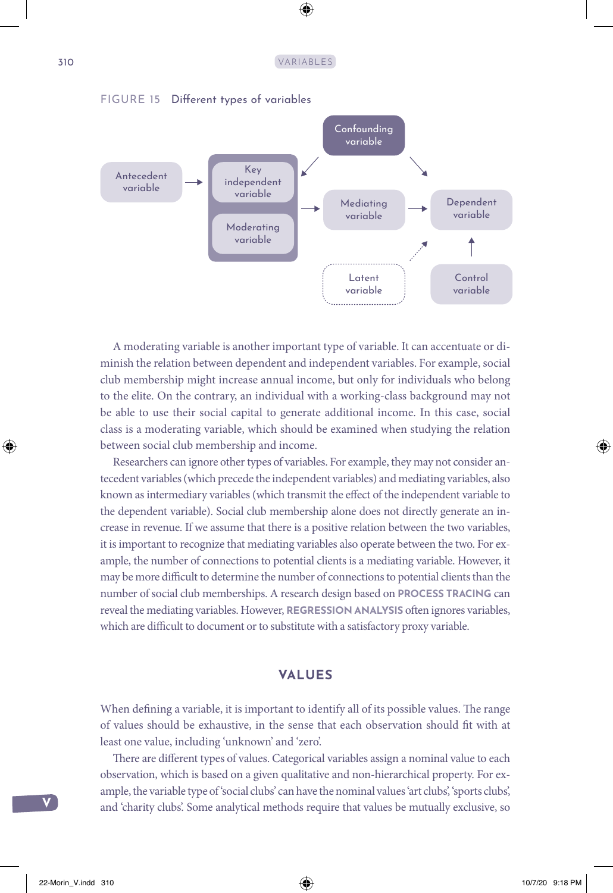FIGURE 15 Different types of variables

Antecedent variable → Key independent variable / Moderating variable → Mediating variable → Dependent variable

Confounding variable

Latent variable

Control variable

A moderating variable is another important type of variable. It can accentuate or diminish the relation between dependent and independent variables. For example, social club membership might increase annual income, but only for individuals who belong to the elite. On the contrary, an individual with a working-class background may not be able to use their social capital to generate additional income. In this case, social class is a moderating variable, which should be examined when studying the relation between social club membership and income.

Researchers can ignore other types of variables. For example, they may not consider antecedent variables (which precede the independent variables) and mediating variables, also known as intermediary variables (which transmit the effect of the independent variable to the dependent variable). Social club membership alone does not directly generate an increase in revenue. If we assume that there is a positive relation between the two variables, it is important to recognize that mediating variables also operate between the two. For example, the number of connections to potential clients is a mediating variable. However, it may be more difficult to determine the number of connections to potential clients than the number of social club memberships. A research design based on **PROCESS TRACING** can reveal the mediating variables. However, **REGRESSION ANALYSIS** often ignores variables, which are difficult to document or to substitute with a satisfactory proxy variable.

## VALUES

When defining a variable, it is important to identify all of its possible values. The range of values should be exhaustive, in the sense that each observation should fit with at least one value, including 'unknown' and 'zero'.

There are different types of values. Categorical variables assign a nominal value to each observation, which is based on a given qualitative and non-hierarchical property. For example, the variable type of 'social clubs' can have the nominal values 'art clubs', 'sports clubs', and 'charity clubs'. Some analytical methods require that values be mutually exclusive, so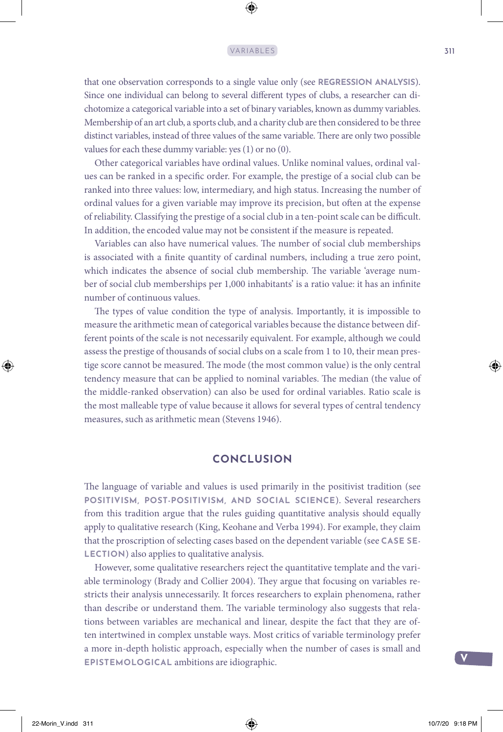that one observation corresponds to a single value only (see **REGRESSION ANALYSIS**). Since one individual can belong to several different types of clubs, a researcher can dichotomize a categorical variable into a set of binary variables, known as dummy variables. Membership of an art club, a sports club, and a charity club are then considered to be three distinct variables, instead of three values of the same variable. There are only two possible values for each these dummy variable: yes (1) or no (0).

Other categorical variables have ordinal values. Unlike nominal values, ordinal values can be ranked in a specific order. For example, the prestige of a social club can be ranked into three values: low, intermediary, and high status. Increasing the number of ordinal values for a given variable may improve its precision, but often at the expense of reliability. Classifying the prestige of a social club in a ten-point scale can be difficult. In addition, the encoded value may not be consistent if the measure is repeated.

Variables can also have numerical values. The number of social club memberships is associated with a finite quantity of cardinal numbers, including a true zero point, which indicates the absence of social club membership. The variable 'average number of social club memberships per 1,000 inhabitants' is a ratio value: it has an infinite number of continuous values.

The types of value condition the type of analysis. Importantly, it is impossible to measure the arithmetic mean of categorical variables because the distance between different points of the scale is not necessarily equivalent. For example, although we could assess the prestige of thousands of social clubs on a scale from 1 to 10, their mean prestige score cannot be measured. The mode (the most common value) is the only central tendency measure that can be applied to nominal variables. The median (the value of the middle-ranked observation) can also be used for ordinal variables. Ratio scale is the most malleable type of value because it allows for several types of central tendency measures, such as arithmetic mean (Stevens 1946).

## CONCLUSION

The language of variable and values is used primarily in the positivist tradition (see **POSITIVISM, POST-POSITIVISM, AND SOCIAL SCIENCE**). Several researchers from this tradition argue that the rules guiding quantitative analysis should equally apply to qualitative research (King, Keohane and Verba 1994). For example, they claim that the proscription of selecting cases based on the dependent variable (see **CASE SELECTION**) also applies to qualitative analysis.

However, some qualitative researchers reject the quantitative template and the variable terminology (Brady and Collier 2004). They argue that focusing on variables restricts their analysis unnecessarily. It forces researchers to explain phenomena, rather than describe or understand them. The variable terminology also suggests that relations between variables are mechanical and linear, despite the fact that they are often intertwined in complex unstable ways. Most critics of variable terminology prefer a more in-depth holistic approach, especially when the number of cases is small and **EPISTEMOLOGICAL** ambitions are idiographic.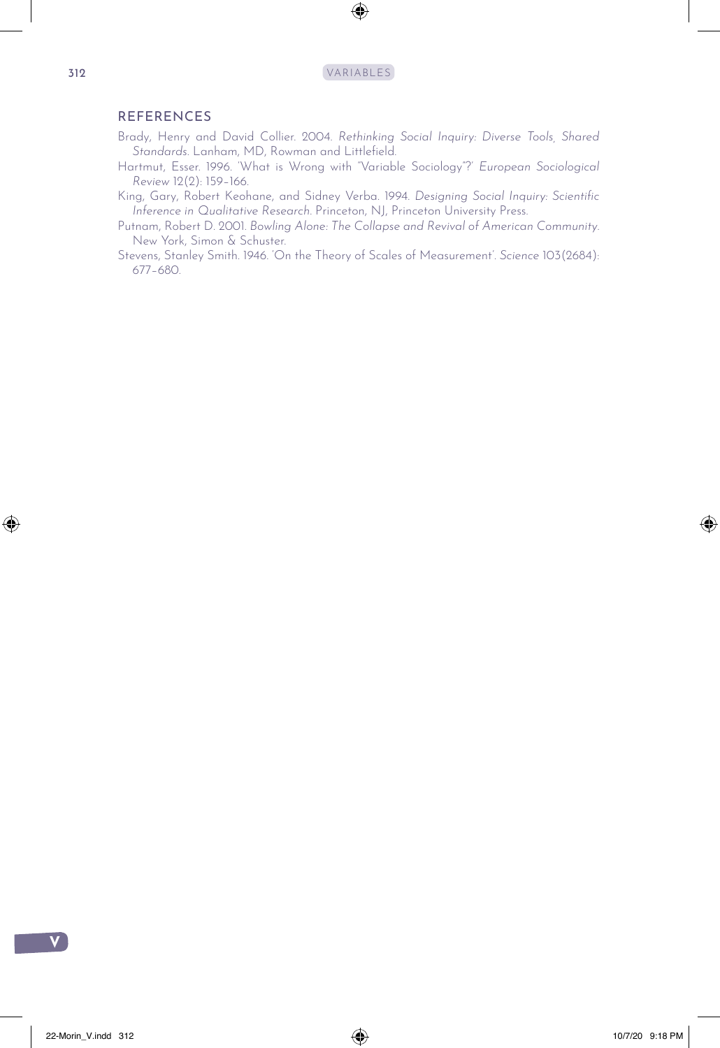## REFERENCES

Brady, Henry and David Collier. 2004. *Rethinking Social Inquiry: Diverse Tools, Shared Standards*. Lanham, MD, Rowman and Littlefield.

Hartmut, Esser. 1996. 'What is Wrong with "Variable Sociology"?' *European Sociological Review* 12(2): 159–166.

King, Gary, Robert Keohane, and Sidney Verba. 1994. *Designing Social Inquiry: Scientific Inference in Qualitative Research*. Princeton, NJ, Princeton University Press.

Putnam, Robert D. 2001. *Bowling Alone: The Collapse and Revival of American Community*. New York, Simon & Schuster.

Stevens, Stanley Smith. 1946. 'On the Theory of Scales of Measurement'. *Science* 103(2684): 677–680.